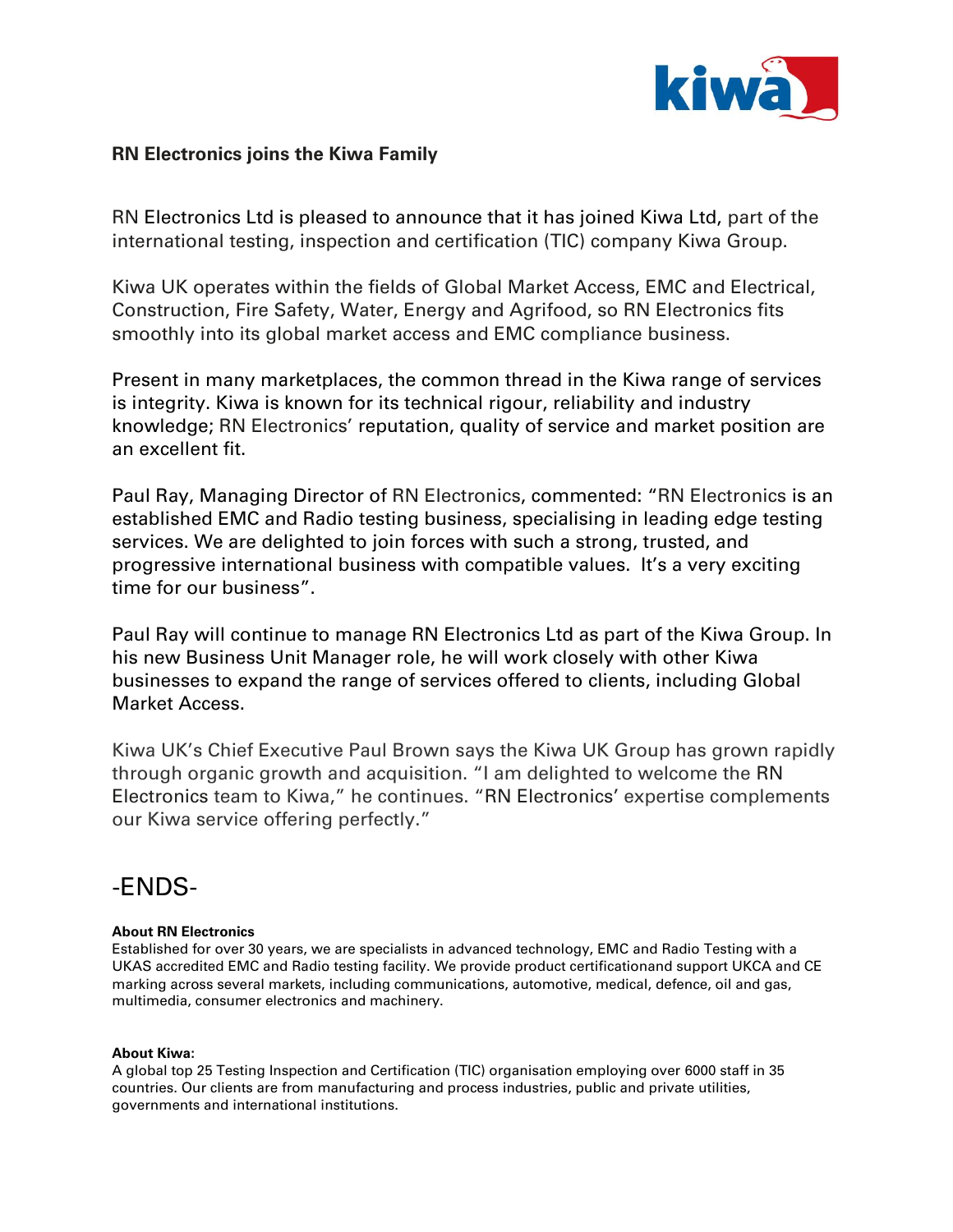**RN Electronics joins the Kiwa Family**

RN Electronics Ltd is pleased to announce that it has joined Kiwa Ltd, part of the international testing, inspection and certification (TIC) company Kiwa Group.

Kiwa UK operates within the fields of Global Market Access, EMC and Electrical, Construction, Fire Safety, Water, Energy and Agrifood, so RN Electronics fits smoothly into its global market access and EMC compliance business.

Present in many marketplaces, the common thread in the Kiwa range of services is integrity. Kiwa is known for its technical rigour, reliability and industry knowledge; RN Electronics' reputation, quality of service and market position are an excellent fit.

Paul Ray, Managing Director of RN Electronics, commented: "RN Electronics is an established EMC and Radio testing business, specialising in leading edge testing services. We are delighted to join forces with such a strong, trusted, and progressive international business with compatible values. It's a very exciting time for our business".

Paul Ray will continue to manage RN Electronics Ltd as part of the Kiwa Group. In his new Business Unit Manager role, he will work closely with other Kiwa businesses to expand the range of services offered to clients, including Global Market Access.

Kiwa UK's Chief Executive Paul Brown says the Kiwa UK Group has grown rapidly through organic growth and acquisition. "I am delighted to welcome the RN Electronics team to Kiwa," he continues. "RN Electronics' expertise complements our Kiwa service offering perfectly."

# -ENDS-

**About RN Electronics**

Established for over 30 years, we are specialists in advanced technology, EMC and Radio Testing with a UKAS accredited EMC and Radio testing facility. We provide product certificationand support UKCA and CE marking across several markets, including communications, automotive, medical, defence, oil and gas, multimedia, consumer electronics and machinery.

**About Kiwa:**

A global top 25 Testing Inspection and Certification (TIC) organisation employing over 6000 staff in 35 countries. Our clients are from manufacturing and process industries, public and private utilities, governments and international institutions.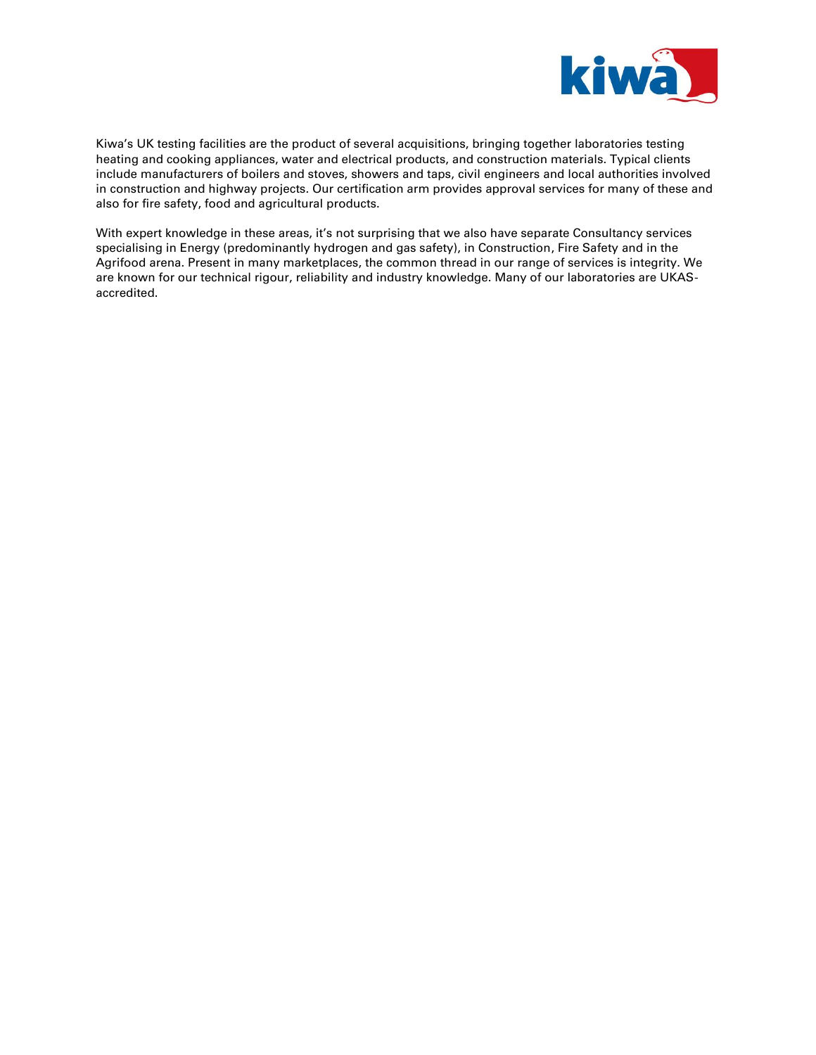Kiwa's UK testing facilities are the product of several acquisitions, bringing together laboratories testing heating and cooking appliances, water and electrical products, and construction materials. Typical clients include manufacturers of boilers and stoves, showers and taps, civil engineers and local authorities involved in construction and highway projects. Our certification arm provides approval services for many of these and also for fire safety, food and agricultural products.

With expert knowledge in these areas, it's not surprising that we also have separate Consultancy services specialising in Energy (predominantly hydrogen and gas safety), in Construction, Fire Safety and in the Agrifood arena. Present in many marketplaces, the common thread in our range of services is integrity. We are known for our technical rigour, reliability and industry knowledge. Many of our laboratories are UKAS-accredited.